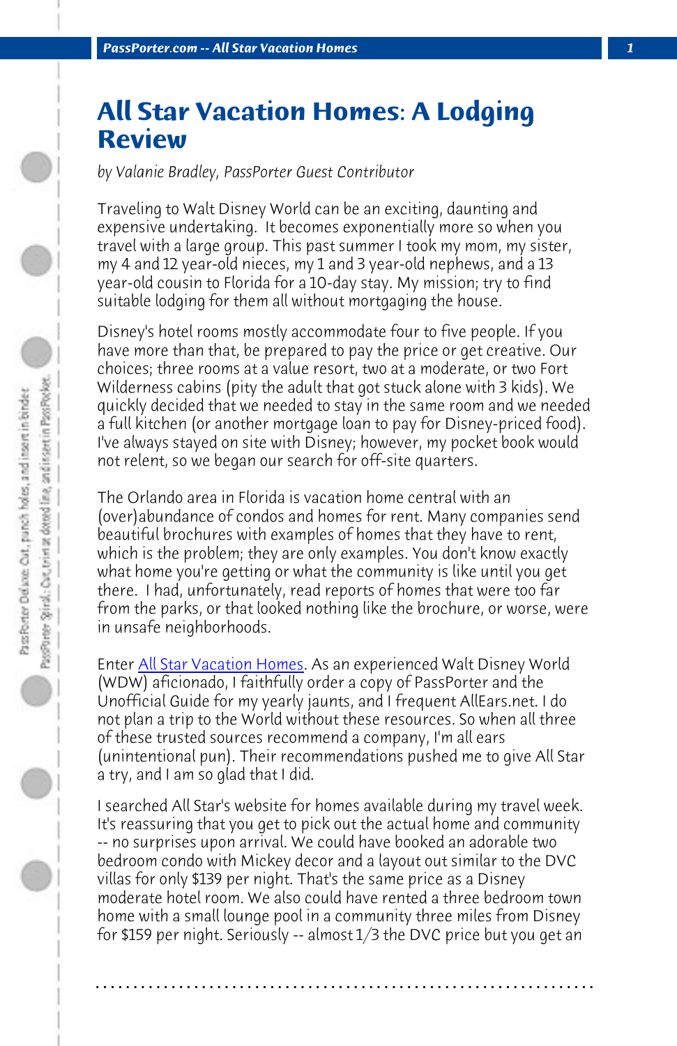# All Star Vacation Homes: A Lodging Review

*by Valanie Bradley, PassPorter Guest Contributor*

Traveling to Walt Disney World can be an exciting, daunting and expensive undertaking. It becomes exponentially more so when you travel with a large group. This past summer I took my mom, my sister, my 4 and 12 year-old nieces, my 1 and 3 year-old nephews, and a 13 year-old cousin to Florida for a 10-day stay. My mission; try to find suitable lodging for them all without mortgaging the house.

Disney's hotel rooms mostly accommodate four to five people. If you have more than that, be prepared to pay the price or get creative. Our choices; three rooms at a value resort, two at a moderate, or two Fort Wilderness cabins (pity the adult that got stuck alone with 3 kids). We quickly decided that we needed to stay in the same room and we needed a full kitchen (or another mortgage loan to pay for Disney-priced food). I've always stayed on site with Disney; however, my pocket book would not relent, so we began our search for off-site quarters.

The Orlando area in Florida is vacation home central with an (over)abundance of condos and homes for rent. Many companies send beautiful brochures with examples of homes that they have to rent, which is the problem; they are only examples. You don't know exactly what home you're getting or what the community is like until you get there. I had, unfortunately, read reports of homes that were too far from the parks, or that looked nothing like the brochure, or worse, were in unsafe neighborhoods.

Enter All Star Vacation Homes. As an experienced Walt Disney World (WDW) aficionado, I faithfully order a copy of PassPorter and the Unofficial Guide for my yearly jaunts, and I frequent AllEars.net. I do not plan a trip to the World without these resources. So when all three of these trusted sources recommend a company, I'm all ears (unintentional pun). Their recommendations pushed me to give All Star a try, and I am so glad that I did.

I searched All Star's website for homes available during my travel week. It's reassuring that you get to pick out the actual home and community -- no surprises upon arrival. We could have booked an adorable two bedroom condo with Mickey decor and a layout out similar to the DVC villas for only $139 per night. That's the same price as a Disney moderate hotel room. We also could have rented a three bedroom town home with a small lounge pool in a community three miles from Disney for $159 per night. Seriously -- almost 1/3 the DVC price but you get an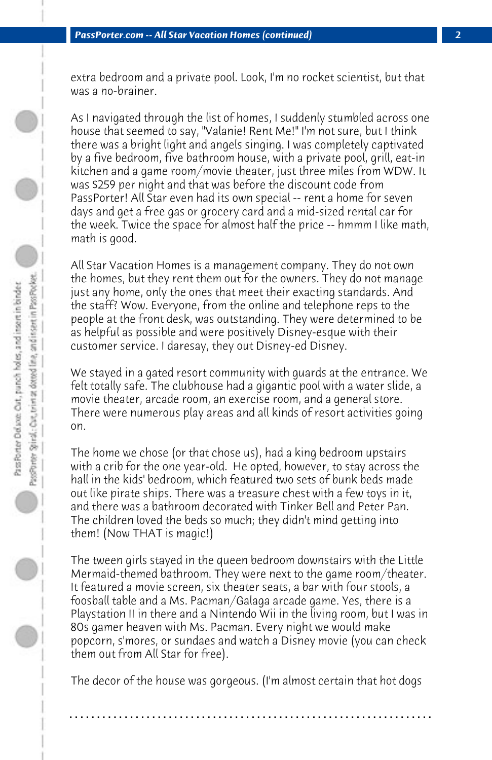extra bedroom and a private pool. Look, I'm no rocket scientist, but that was a no-brainer.

As I navigated through the list of homes, I suddenly stumbled across one house that seemed to say, "Valanie! Rent Me!" I'm not sure, but I think there was a bright light and angels singing. I was completely captivated by a five bedroom, five bathroom house, with a private pool, grill, eat-in kitchen and a game room/movie theater, just three miles from WDW. It was $259 per night and that was before the discount code from PassPorter! All Star even had its own special -- rent a home for seven days and get a free gas or grocery card and a mid-sized rental car for the week. Twice the space for almost half the price -- hmmm I like math, math is good.

All Star Vacation Homes is a management company. They do not own the homes, but they rent them out for the owners. They do not manage just any home, only the ones that meet their exacting standards. And the staff? Wow. Everyone, from the online and telephone reps to the people at the front desk, was outstanding. They were determined to be as helpful as possible and were positively Disney-esque with their customer service. I daresay, they out Disney-ed Disney.

We stayed in a gated resort community with guards at the entrance. We felt totally safe. The clubhouse had a gigantic pool with a water slide, a movie theater, arcade room, an exercise room, and a general store. There were numerous play areas and all kinds of resort activities going on.

The home we chose (or that chose us), had a king bedroom upstairs with a crib for the one year-old. He opted, however, to stay across the hall in the kids' bedroom, which featured two sets of bunk beds made out like pirate ships. There was a treasure chest with a few toys in it, and there was a bathroom decorated with Tinker Bell and Peter Pan. The children loved the beds so much; they didn't mind getting into them! (Now THAT is magic!)

The tween girls stayed in the queen bedroom downstairs with the Little Mermaid-themed bathroom. They were next to the game room/theater. It featured a movie screen, six theater seats, a bar with four stools, a foosball table and a Ms. Pacman/Galaga arcade game. Yes, there is a Playstation II in there and a Nintendo Wii in the living room, but I was in 80s gamer heaven with Ms. Pacman. Every night we would make popcorn, s'mores, or sundaes and watch a Disney movie (you can check them out from All Star for free).

The decor of the house was gorgeous. (I'm almost certain that hot dogs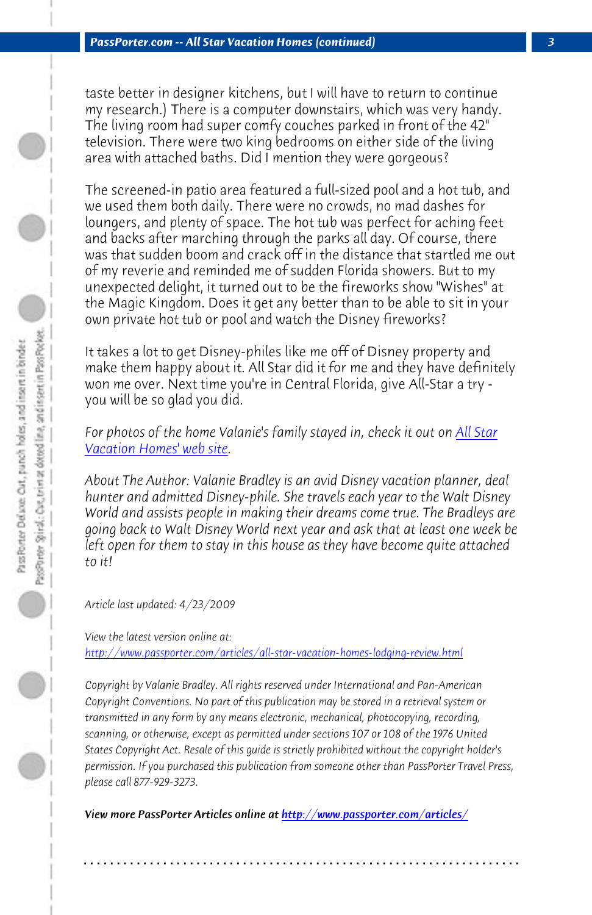taste better in designer kitchens, but I will have to return to continue my research.) There is a computer downstairs, which was very handy. The living room had super comfy couches parked in front of the 42" television. There were two king bedrooms on either side of the living area with attached baths. Did I mention they were gorgeous?

The screened-in patio area featured a full-sized pool and a hot tub, and we used them both daily. There were no crowds, no mad dashes for loungers, and plenty of space. The hot tub was perfect for aching feet and backs after marching through the parks all day. Of course, there was that sudden boom and crack off in the distance that startled me out of my reverie and reminded me of sudden Florida showers. But to my unexpected delight, it turned out to be the fireworks show "Wishes" at the Magic Kingdom. Does it get any better than to be able to sit in your own private hot tub or pool and watch the Disney fireworks?

It takes a lot to get Disney-philes like me off of Disney property and make them happy about it. All Star did it for me and they have definitely won me over. Next time you're in Central Florida, give All-Star a try - you will be so glad you did.

*For photos of the home Valanie's family stayed in, check it out on All Star Vacation Homes' web site.*

*About The Author: Valanie Bradley is an avid Disney vacation planner, deal hunter and admitted Disney-phile. She travels each year to the Walt Disney World and assists people in making their dreams come true. The Bradleys are going back to Walt Disney World next year and ask that at least one week be left open for them to stay in this house as they have become quite attached to it!*

*Article last updated: 4/23/2009*

*View the latest version online at:*
*http://www.passporter.com/articles/all-star-vacation-homes-lodging-review.html*

*Copyright by Valanie Bradley. All rights reserved under International and Pan-American Copyright Conventions. No part of this publication may be stored in a retrieval system or transmitted in any form by any means electronic, mechanical, photocopying, recording, scanning, or otherwise, except as permitted under sections 107 or 108 of the 1976 United States Copyright Act. Resale of this guide is strictly prohibited without the copyright holder's permission. If you purchased this publication from someone other than PassPorter Travel Press, please call 877-929-3273.*

***View more PassPorter Articles online at http://www.passporter.com/articles/***